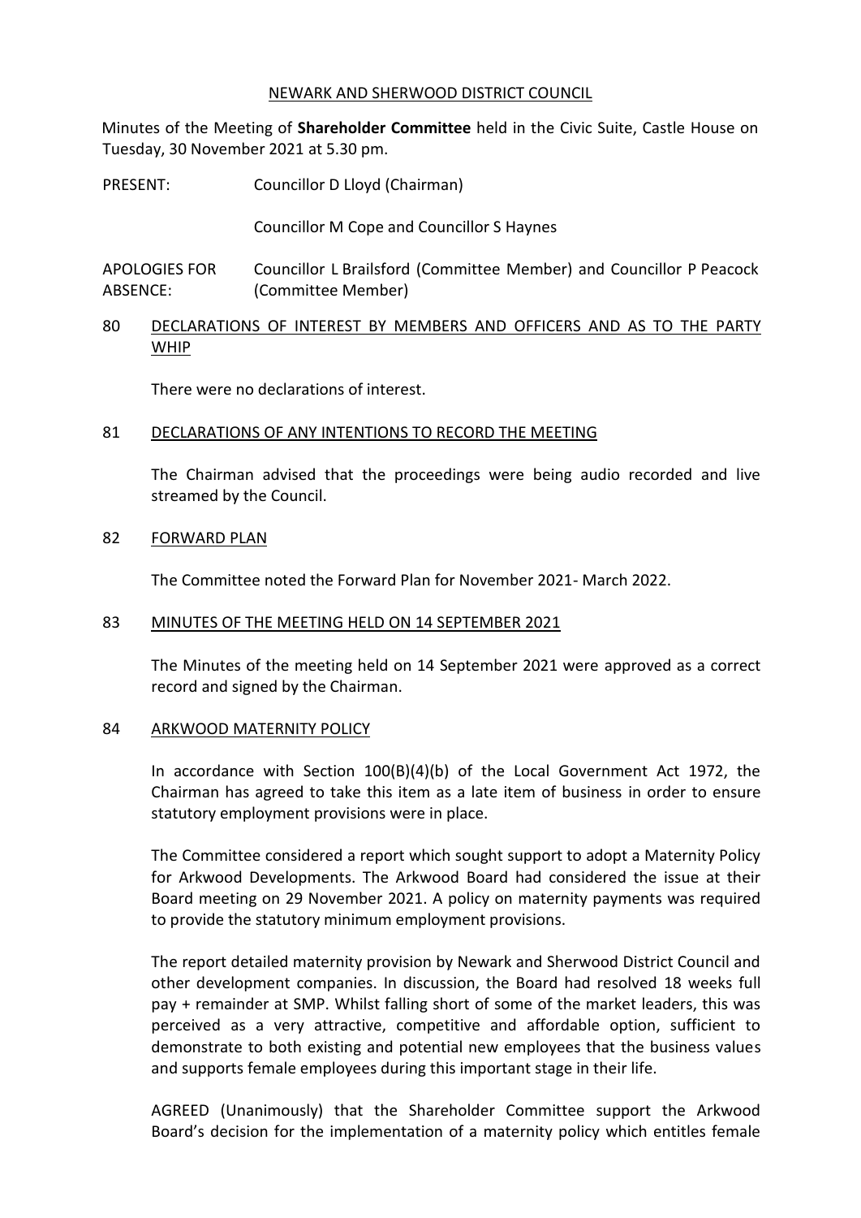NEWARK AND SHERWOOD DISTRICT COUNCIL

Minutes of the Meeting of **Shareholder Committee** held in the Civic Suite, Castle House on Tuesday, 30 November 2021 at 5.30 pm.

PRESENT: Councillor D Lloyd (Chairman)

Councillor M Cope and Councillor S Haynes

APOLOGIES FOR ABSENCE: Councillor L Brailsford (Committee Member) and Councillor P Peacock (Committee Member)

## 80 DECLARATIONS OF INTEREST BY MEMBERS AND OFFICERS AND AS TO THE PARTY WHIP

There were no declarations of interest.

## 81 DECLARATIONS OF ANY INTENTIONS TO RECORD THE MEETING

The Chairman advised that the proceedings were being audio recorded and live streamed by the Council.

## 82 FORWARD PLAN

The Committee noted the Forward Plan for November 2021- March 2022.

## 83 MINUTES OF THE MEETING HELD ON 14 SEPTEMBER 2021

The Minutes of the meeting held on 14 September 2021 were approved as a correct record and signed by the Chairman.

## 84 ARKWOOD MATERNITY POLICY

In accordance with Section 100(B)(4)(b) of the Local Government Act 1972, the Chairman has agreed to take this item as a late item of business in order to ensure statutory employment provisions were in place.

The Committee considered a report which sought support to adopt a Maternity Policy for Arkwood Developments. The Arkwood Board had considered the issue at their Board meeting on 29 November 2021. A policy on maternity payments was required to provide the statutory minimum employment provisions.

The report detailed maternity provision by Newark and Sherwood District Council and other development companies. In discussion, the Board had resolved 18 weeks full pay + remainder at SMP. Whilst falling short of some of the market leaders, this was perceived as a very attractive, competitive and affordable option, sufficient to demonstrate to both existing and potential new employees that the business values and supports female employees during this important stage in their life.

AGREED (Unanimously) that the Shareholder Committee support the Arkwood Board's decision for the implementation of a maternity policy which entitles female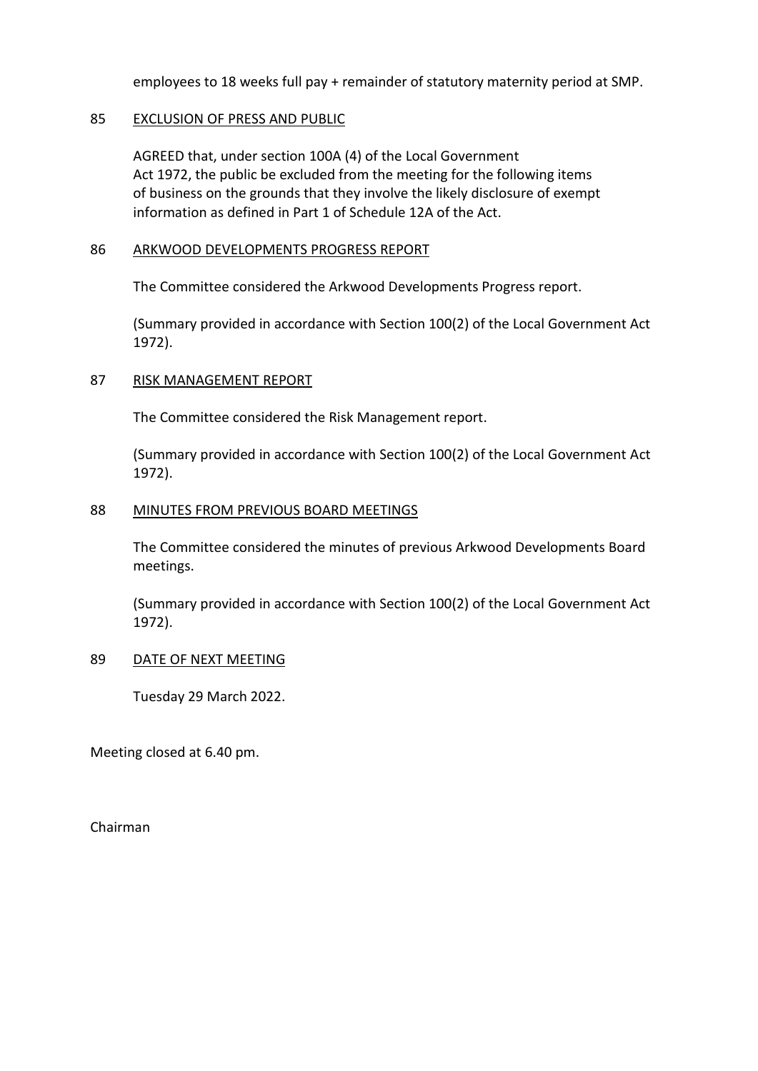employees to 18 weeks full pay + remainder of statutory maternity period at SMP.

## 85 EXCLUSION OF PRESS AND PUBLIC

AGREED that, under section 100A (4) of the Local Government Act 1972, the public be excluded from the meeting for the following items of business on the grounds that they involve the likely disclosure of exempt information as defined in Part 1 of Schedule 12A of the Act.

## 86 ARKWOOD DEVELOPMENTS PROGRESS REPORT

The Committee considered the Arkwood Developments Progress report.

(Summary provided in accordance with Section 100(2) of the Local Government Act 1972).

## 87 RISK MANAGEMENT REPORT

The Committee considered the Risk Management report.

(Summary provided in accordance with Section 100(2) of the Local Government Act 1972).

## 88 MINUTES FROM PREVIOUS BOARD MEETINGS

The Committee considered the minutes of previous Arkwood Developments Board meetings.

(Summary provided in accordance with Section 100(2) of the Local Government Act 1972).

## 89 DATE OF NEXT MEETING

Tuesday 29 March 2022.

Meeting closed at 6.40 pm.

Chairman